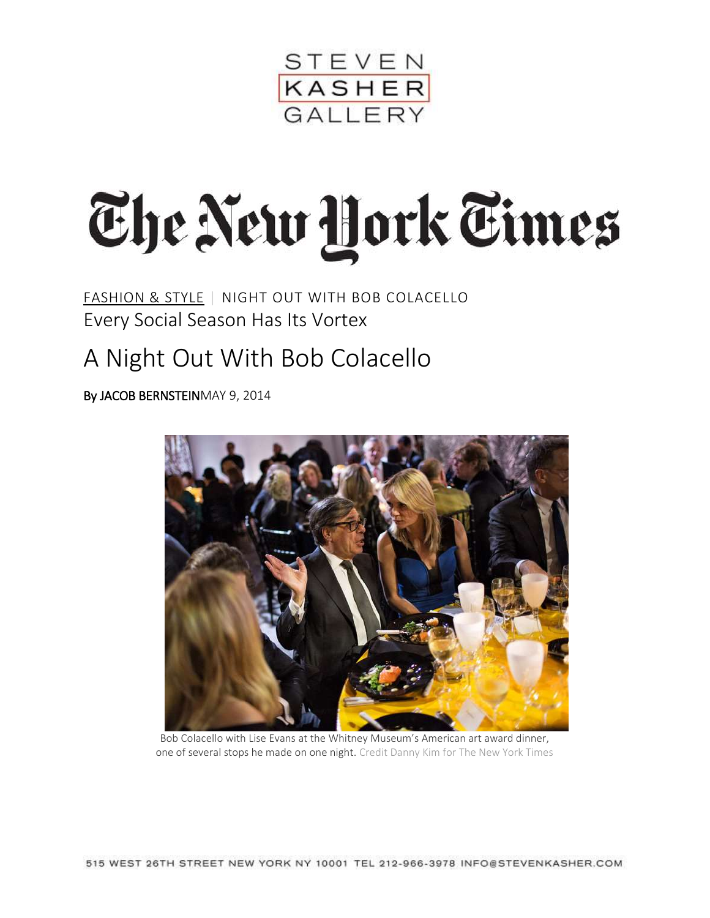STEVEN KASHER GALLERY

# The New York Times

FASHION & STYLE | NIGHT OUT WITH BOB COLACELLO

Every Social Season Has Its Vortex

# A Night Out With Bob Colacello

By JACOB BERNSTEIN MAY 9, 2014

Bob Colacello with Lise Evans at the Whitney Museum's American art award dinner, one of several stops he made on one night. Credit Danny Kim for The New York Times

515 WEST 26TH STREET NEW YORK NY 10001 TEL 212-966-3978 INFO@STEVENKASHER.COM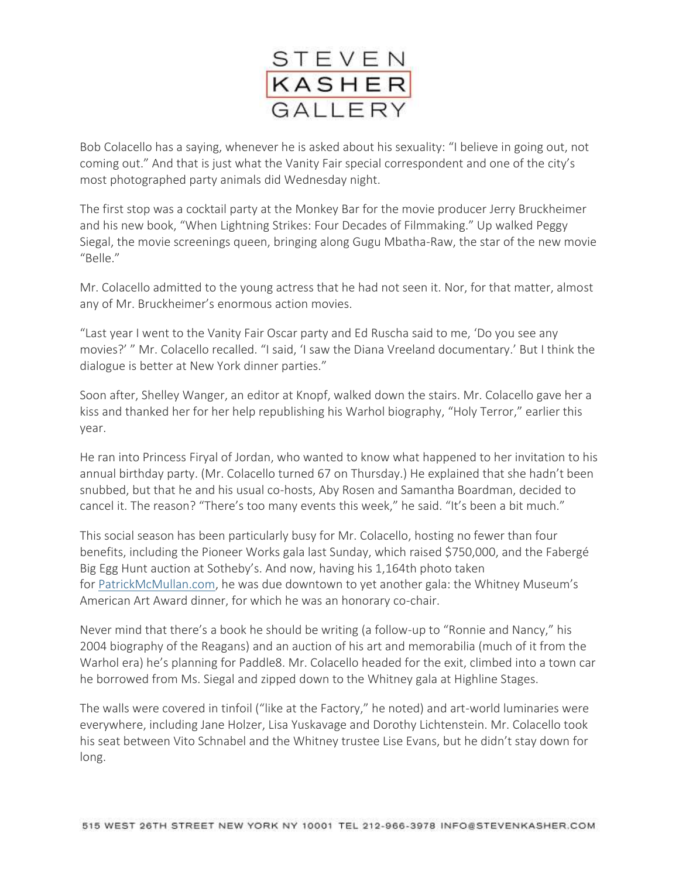Bob Colacello has a saying, whenever he is asked about his sexuality: "I believe in going out, not coming out." And that is just what the Vanity Fair special correspondent and one of the city's most photographed party animals did Wednesday night.

The first stop was a cocktail party at the Monkey Bar for the movie producer Jerry Bruckheimer and his new book, "When Lightning Strikes: Four Decades of Filmmaking." Up walked Peggy Siegal, the movie screenings queen, bringing along Gugu Mbatha-Raw, the star of the new movie "Belle."

Mr. Colacello admitted to the young actress that he had not seen it. Nor, for that matter, almost any of Mr. Bruckheimer's enormous action movies.

"Last year I went to the Vanity Fair Oscar party and Ed Ruscha said to me, 'Do you see any movies?' " Mr. Colacello recalled. "I said, 'I saw the Diana Vreeland documentary.' But I think the dialogue is better at New York dinner parties."

Soon after, Shelley Wanger, an editor at Knopf, walked down the stairs. Mr. Colacello gave her a kiss and thanked her for her help republishing his Warhol biography, "Holy Terror," earlier this year.

He ran into Princess Firyal of Jordan, who wanted to know what happened to her invitation to his annual birthday party. (Mr. Colacello turned 67 on Thursday.) He explained that she hadn't been snubbed, but that he and his usual co-hosts, Aby Rosen and Samantha Boardman, decided to cancel it. The reason? "There's too many events this week," he said. "It's been a bit much."

This social season has been particularly busy for Mr. Colacello, hosting no fewer than four benefits, including the Pioneer Works gala last Sunday, which raised $750,000, and the Fabergé Big Egg Hunt auction at Sotheby's. And now, having his 1,164th photo taken for PatrickMcMullan.com, he was due downtown to yet another gala: the Whitney Museum's American Art Award dinner, for which he was an honorary co-chair.

Never mind that there's a book he should be writing (a follow-up to "Ronnie and Nancy," his 2004 biography of the Reagans) and an auction of his art and memorabilia (much of it from the Warhol era) he's planning for Paddle8. Mr. Colacello headed for the exit, climbed into a town car he borrowed from Ms. Siegal and zipped down to the Whitney gala at Highline Stages.

The walls were covered in tinfoil ("like at the Factory," he noted) and art-world luminaries were everywhere, including Jane Holzer, Lisa Yuskavage and Dorothy Lichtenstein. Mr. Colacello took his seat between Vito Schnabel and the Whitney trustee Lise Evans, but he didn't stay down for long.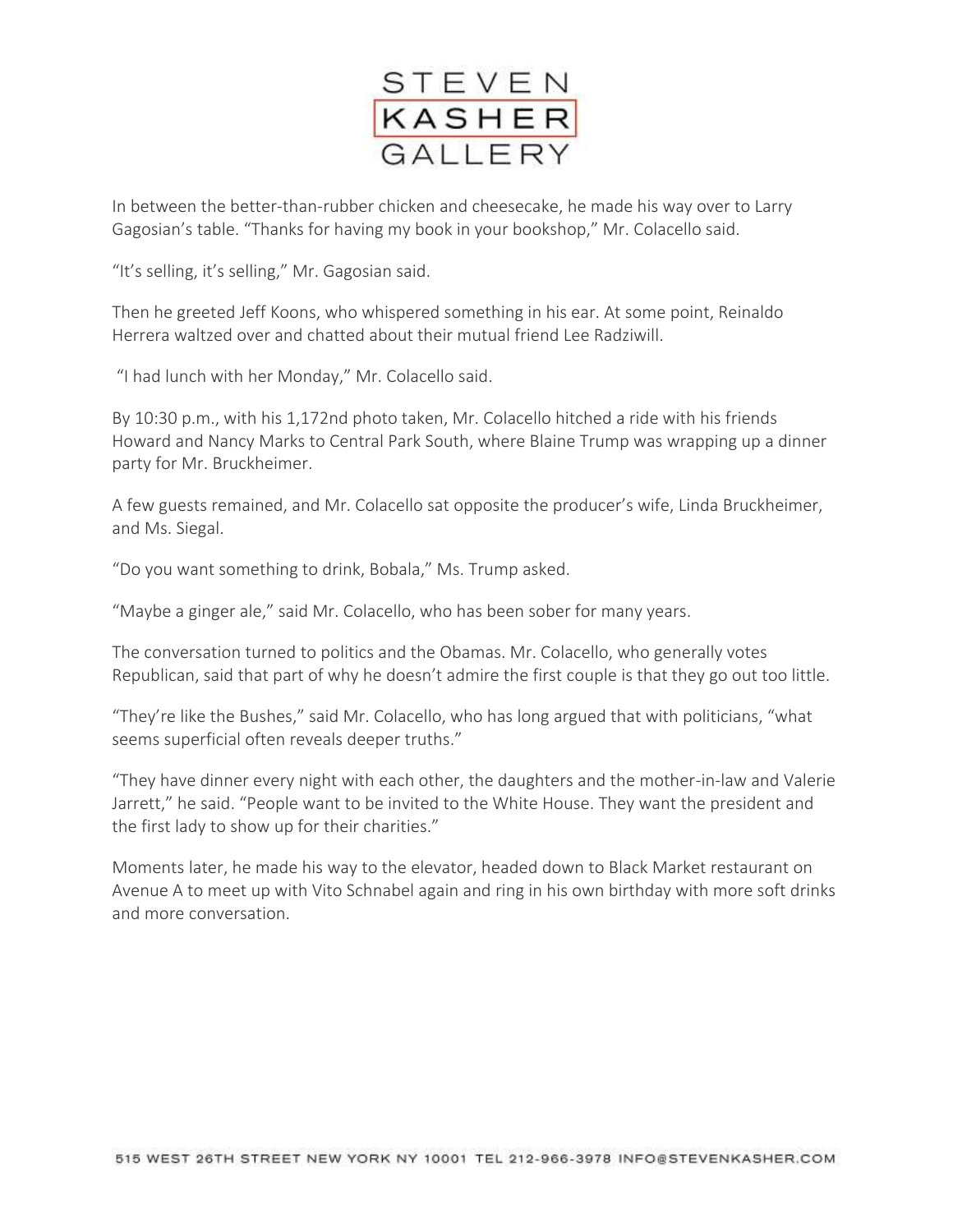In between the better-than-rubber chicken and cheesecake, he made his way over to Larry Gagosian's table. "Thanks for having my book in your bookshop," Mr. Colacello said.

"It's selling, it's selling," Mr. Gagosian said.

Then he greeted Jeff Koons, who whispered something in his ear. At some point, Reinaldo Herrera waltzed over and chatted about their mutual friend Lee Radziwill.

"I had lunch with her Monday," Mr. Colacello said.

By 10:30 p.m., with his 1,172nd photo taken, Mr. Colacello hitched a ride with his friends Howard and Nancy Marks to Central Park South, where Blaine Trump was wrapping up a dinner party for Mr. Bruckheimer.

A few guests remained, and Mr. Colacello sat opposite the producer's wife, Linda Bruckheimer, and Ms. Siegal.

"Do you want something to drink, Bobala," Ms. Trump asked.

"Maybe a ginger ale," said Mr. Colacello, who has been sober for many years.

The conversation turned to politics and the Obamas. Mr. Colacello, who generally votes Republican, said that part of why he doesn't admire the first couple is that they go out too little.

"They're like the Bushes," said Mr. Colacello, who has long argued that with politicians, "what seems superficial often reveals deeper truths."

"They have dinner every night with each other, the daughters and the mother-in-law and Valerie Jarrett," he said. "People want to be invited to the White House. They want the president and the first lady to show up for their charities."

Moments later, he made his way to the elevator, headed down to Black Market restaurant on Avenue A to meet up with Vito Schnabel again and ring in his own birthday with more soft drinks and more conversation.